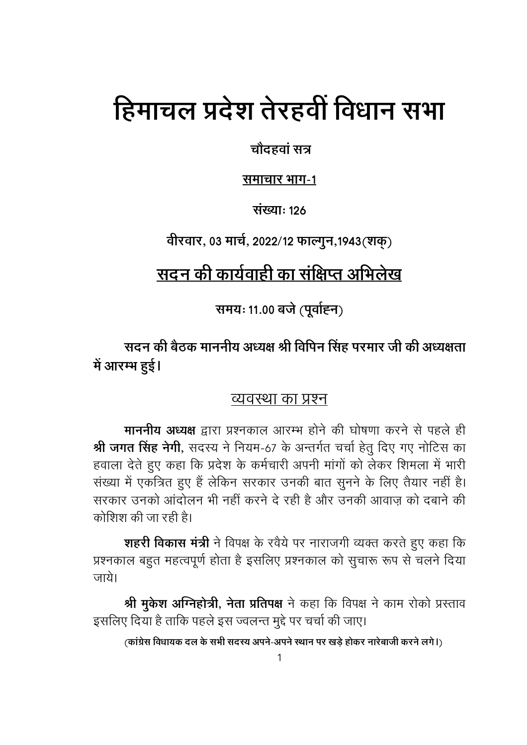# हिमाचल प्रदेश तेरहवीं विधान सभा

**चौदहवां सत्र**

**<u>समाचार भाग-1</u>**

**संख्याः 126**

**वीरवार, 03 मार्च, 2022/12 फाल्गुन,1943(शक्)**

## <u>सदन की कार्यवाही का संक्षिप्त अभिलेख</u>

**समयः 11.00 बजे (पूर्वाह्न)**

**सदन की बैठक माननीय अध्यक्ष श्री विपिन सिंह परमार जी की अध्यक्षता में आरम्भ हुई।**

### <u>व्यवस्था का प्रश्न</u>

**माननीय अध्यक्ष** द्वारा प्रश्नकाल आरम्भ होने की घोषणा करने से पहले ही **श्री जगत सिंह नेगी**, सदस्य ने नियम-67 के अन्तर्गत चर्चा हेतु दिए गए नोटिस का हवाला देते हुए कहा कि प्रदेश के कर्मचारी अपनी मांगों को लेकर शिमला में भारी संख्या में एकत्रित हुए हैं लेकिन सरकार उनकी बात सुनने के लिए तैयार नहीं है। सरकार उनको आंदोलन भी नहीं करने दे रही है और उनकी आवाज़ को दबाने की कोशिश की जा रही है।

**शहरी विकास मंत्री** ने विपक्ष के रवैये पर नाराजगी व्यक्त करते हुए कहा कि प्रश्नकाल बहुत महत्वपूर्ण होता है इसलिए प्रश्नकाल को सुचारू रूप से चलने दिया जाये।

**श्री मुकेश अग्निहोत्री, नेता प्रतिपक्ष** ने कहा कि विपक्ष ने काम रोको प्रस्ताव इसलिए दिया है ताकि पहले इस ज्वलन्त मुद्दे पर चर्चा की जाए।

**(कांग्रेस विधायक दल के सभी सदस्य अपने-अपने स्थान पर खड़े होकर नारेबाजी करने लगे।)**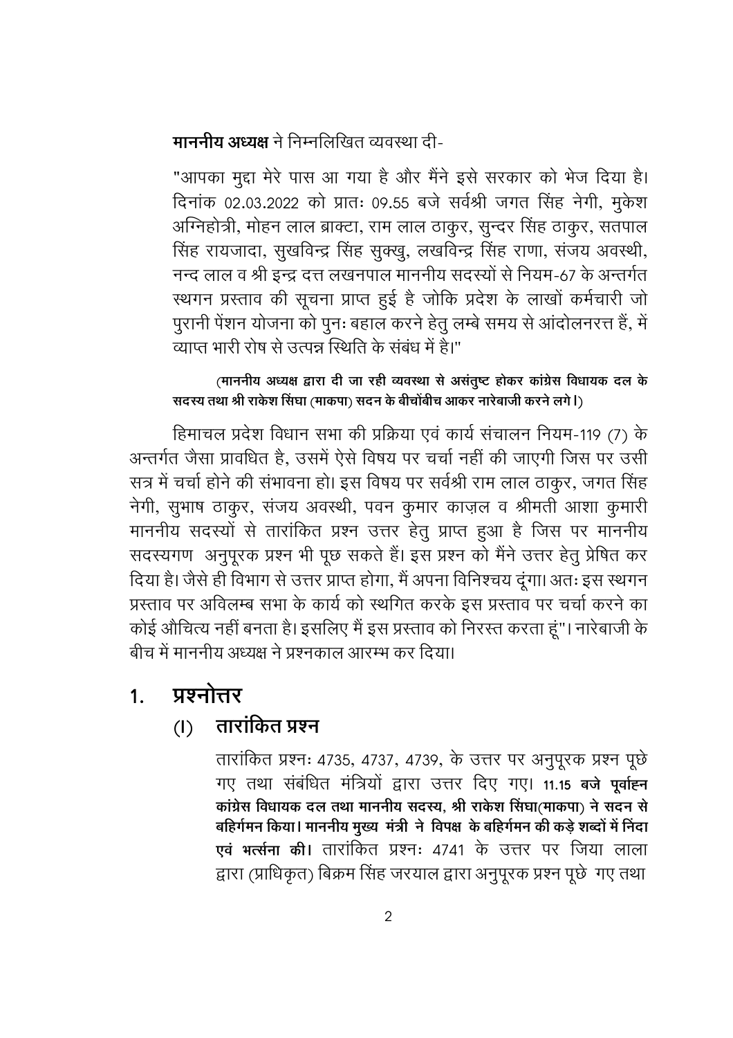**माननीय अध्यक्ष** ने निम्नलिखित व्यवस्था दी-

"आपका मुद्दा मेरे पास आ गया है और मैंने इसे सरकार को भेज दिया है। दिनांक 02.03.2022 को प्रातः 09.55 बजे सर्वश्री जगत सिंह नेगी, मुकेश अग्निहोत्री, मोहन लाल ब्राक्टा, राम लाल ठाकुर, सुन्दर सिंह ठाकुर, सतपाल सिंह रायजादा, सुखविन्द्र सिंह सुक्खु, लखविन्द्र सिंह राणा, संजय अवस्थी, नन्द लाल व श्री इन्द्र दत्त लखनपाल माननीय सदस्यों से नियम-67 के अन्तर्गत स्थगन प्रस्ताव की सूचना प्राप्त हुई है जोकि प्रदेश के लाखों कर्मचारी जो पुरानी पेंशन योजना को पुनः बहाल करने हेतु लम्बे समय से आंदोलनरत्त हैं, में व्याप्त भारी रोष से उत्पन्न स्थिति के संबंध में है।"

**(माननीय अध्यक्ष द्वारा दी जा रही व्यवस्था से असंतुष्ट होकर कांग्रेस विधायक दल के सदस्य तथा श्री राकेश सिंघा (माकपा) सदन के बीचोंबीच आकर नारेबाजी करने लगे।)**

हिमाचल प्रदेश विधान सभा की प्रक्रिया एवं कार्य संचालन नियम-119 (7) के अन्तर्गत जैसा प्रावधित है, उसमें ऐसे विषय पर चर्चा नहीं की जाएगी जिस पर उसी सत्र में चर्चा होने की संभावना हो। इस विषय पर सर्वश्री राम लाल ठाकुर, जगत सिंह नेगी, सुभाष ठाकुर, संजय अवस्थी, पवन कुमार काज़ल व श्रीमती आशा कुमारी माननीय सदस्यों से तारांकित प्रश्न उत्तर हेतु प्राप्त हुआ है जिस पर माननीय सदस्यगण अनुपूरक प्रश्न भी पूछ सकते हैं। इस प्रश्न को मैंने उत्तर हेतु प्रेषित कर दिया है। जैसे ही विभाग से उत्तर प्राप्त होगा, मैं अपना विनिश्चय दूंगा। अतः इस स्थगन प्रस्ताव पर अविलम्ब सभा के कार्य को स्थगित करके इस प्रस्ताव पर चर्चा करने का कोई औचित्य नहीं बनता है। इसलिए मैं इस प्रस्ताव को निरस्त करता हूं"। नारेबाजी के बीच में माननीय अध्यक्ष ने प्रश्नकाल आरम्भ कर दिया।

# 1. प्रश्नोत्तर

## (I) तारांकित प्रश्न

तारांकित प्रश्नः 4735, 4737, 4739, के उत्तर पर अनुपूरक प्रश्न पूछे गए तथा संबंधित मंत्रियों द्वारा उत्तर दिए गए। **11.15 बजे पूर्वाह्न कांग्रेस विधायक दल तथा माननीय सदस्य, श्री राकेश सिंघा(माकपा) ने सदन से बहिर्गमन किया। माननीय मुख्य मंत्री ने विपक्ष के बहिर्गमन की कड़े शब्दों में निंदा एवं भर्त्सना की।** तारांकित प्रश्नः 4741 के उत्तर पर जिया लाला द्वारा (प्राधिकृत) बिक्रम सिंह जरयाल द्वारा अनुपूरक प्रश्न पूछे गए तथा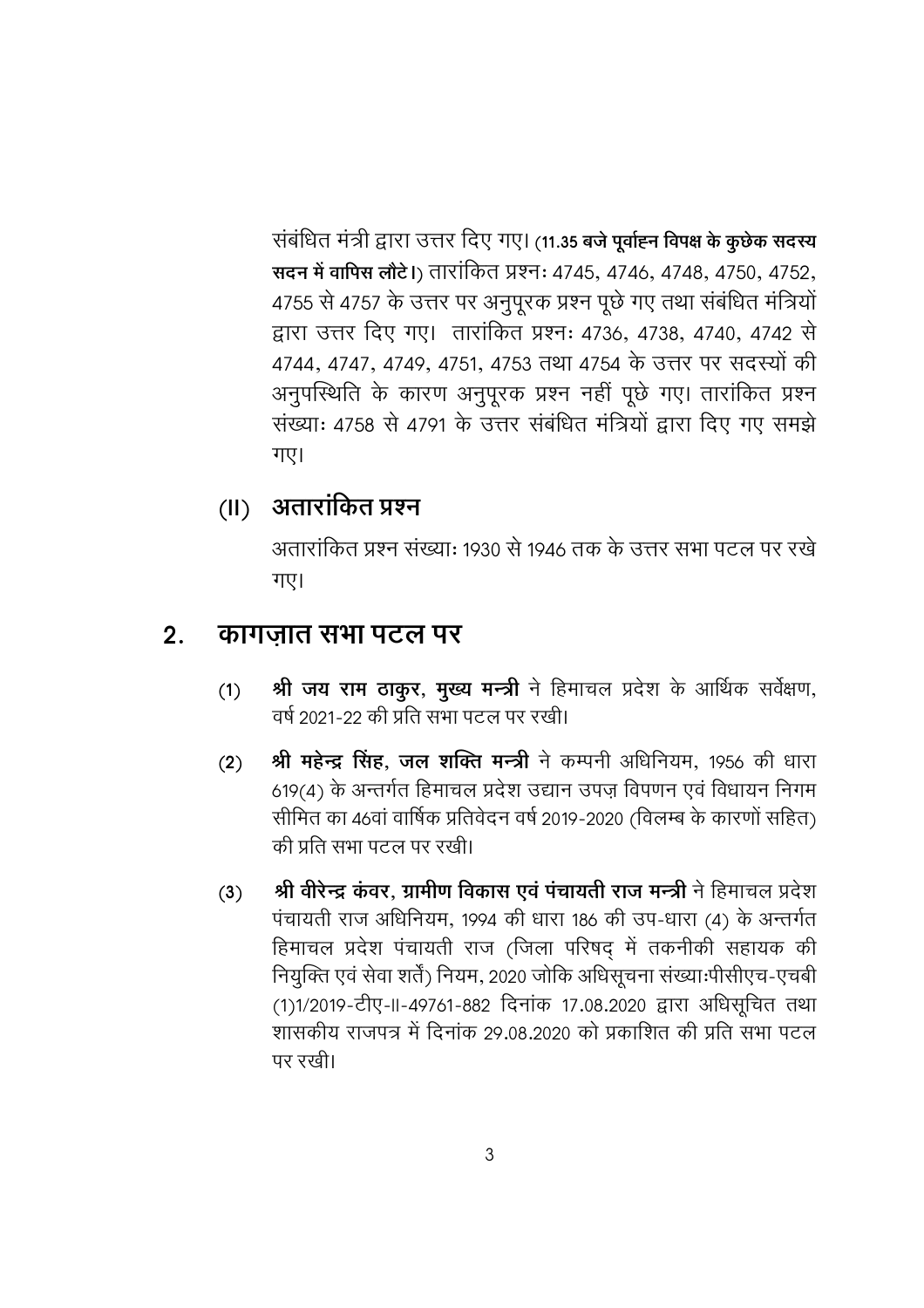संबंधित मंत्री द्वारा उत्तर दिए गए। (**11.35 बजे पूर्वाह्न विपक्ष के कुछेक सदस्य सदन में वापिस लौटे।**) तारांकित प्रश्नः 4745, 4746, 4748, 4750, 4752, 4755 से 4757 के उत्तर पर अनुपूरक प्रश्न पूछे गए तथा संबंधित मंत्रियों द्वारा उत्तर दिए गए। तारांकित प्रश्नः 4736, 4738, 4740, 4742 से 4744, 4747, 4749, 4751, 4753 तथा 4754 के उत्तर पर सदस्यों की अनुपस्थिति के कारण अनुपूरक प्रश्न नहीं पूछे गए। तारांकित प्रश्न संख्याः 4758 से 4791 के उत्तर संबंधित मंत्रियों द्वारा दिए गए समझे गए।

### (II) अतारांकित प्रश्न

अतारांकित प्रश्न संख्याः 1930 से 1946 तक के उत्तर सभा पटल पर रखे गए।

## 2. कागज़ात सभा पटल पर

(1) **श्री जय राम ठाकुर, मुख्य मन्त्री** ने हिमाचल प्रदेश के आर्थिक सर्वेक्षण, वर्ष 2021-22 की प्रति सभा पटल पर रखी।

(2) **श्री महेन्द्र सिंह, जल शक्ति मन्त्री** ने कम्पनी अधिनियम, 1956 की धारा 619(4) के अन्तर्गत हिमाचल प्रदेश उद्यान उपज़ विपणन एवं विधायन निगम सीमित का 46वां वार्षिक प्रतिवेदन वर्ष 2019-2020 (विलम्ब के कारणों सहित) की प्रति सभा पटल पर रखी।

(3) **श्री वीरेन्द्र कंवर, ग्रामीण विकास एवं पंचायती राज मन्त्री** ने हिमाचल प्रदेश पंचायती राज अधिनियम, 1994 की धारा 186 की उप-धारा (4) के अन्तर्गत हिमाचल प्रदेश पंचायती राज (जिला परिषद् में तकनीकी सहायक की नियुक्ति एवं सेवा शर्तें) नियम, 2020 जोकि अधिसूचना संख्याःपीसीएच-एचबी (1)1/2019-टीए-II-49761-882 दिनांक 17.08.2020 द्वारा अधिसूचित तथा शासकीय राजपत्र में दिनांक 29.08.2020 को प्रकाशित की प्रति सभा पटल पर रखी।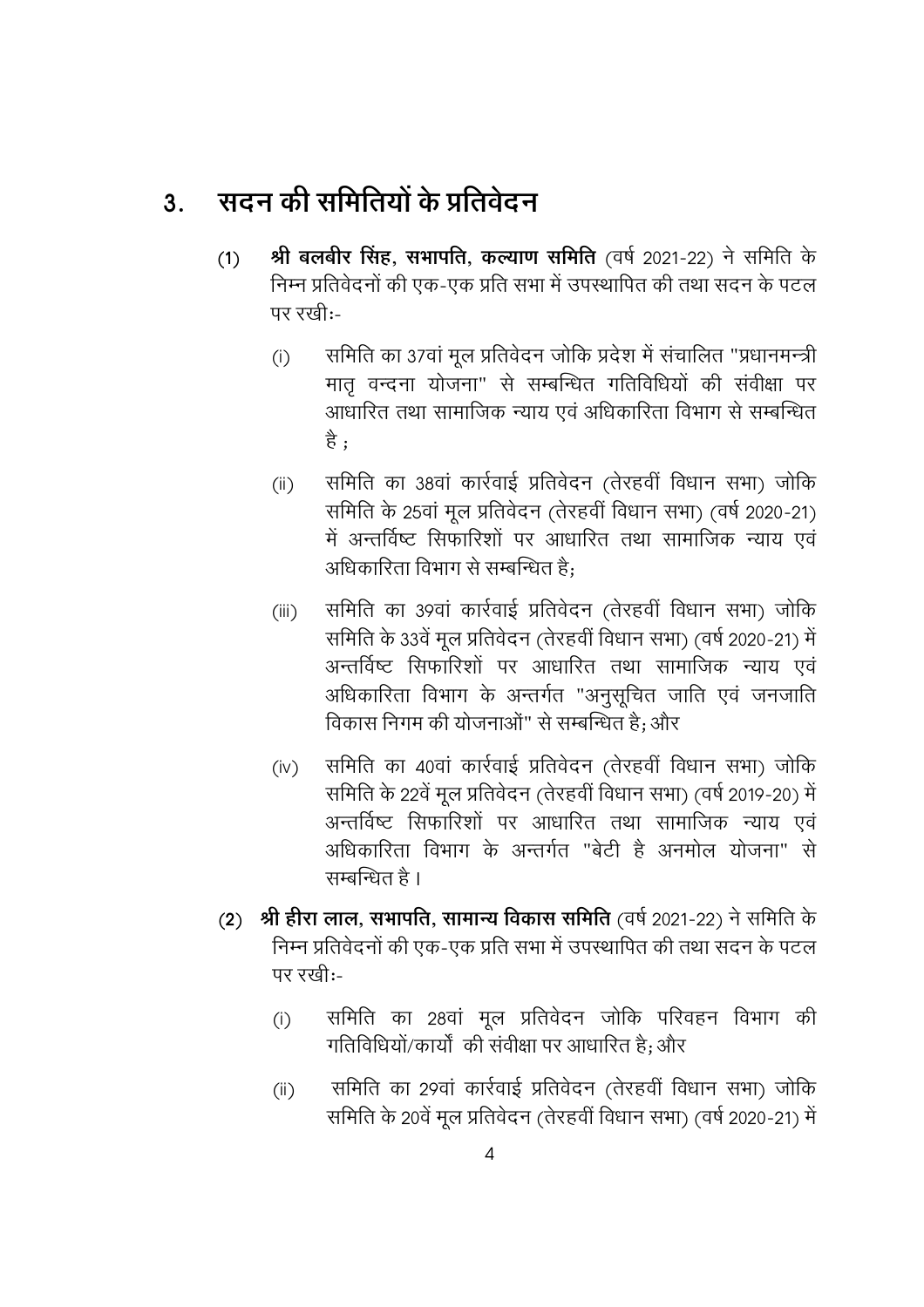## 3. सदन की समितियों के प्रतिवेदन

(1) **श्री बलबीर सिंह, सभापति, कल्याण समिति** (वर्ष 2021-22) ने समिति के निम्न प्रतिवेदनों की एक-एक प्रति सभा में उपस्थापित की तथा सदन के पटल पर रखी:-

(i) समिति का 37वां मूल प्रतिवेदन जोकि प्रदेश में संचालित "प्रधानमन्त्री मातृ वन्दना योजना" से सम्बन्धित गतिविधियों की संवीक्षा पर आधारित तथा सामाजिक न्याय एवं अधिकारिता विभाग से सम्बन्धित है ;

(ii) समिति का 38वां कार्रवाई प्रतिवेदन (तेरहवीं विधान सभा) जोकि समिति के 25वां मूल प्रतिवेदन (तेरहवीं विधान सभा) (वर्ष 2020-21) में अन्तर्विष्ट सिफारिशों पर आधारित तथा सामाजिक न्याय एवं अधिकारिता विभाग से सम्बन्धित है;

(iii) समिति का 39वां कार्रवाई प्रतिवेदन (तेरहवीं विधान सभा) जोकि समिति के 33वें मूल प्रतिवेदन (तेरहवीं विधान सभा) (वर्ष 2020-21) में अन्तर्विष्ट सिफारिशों पर आधारित तथा सामाजिक न्याय एवं अधिकारिता विभाग के अन्तर्गत "अनुसूचित जाति एवं जनजाति विकास निगम की योजनाओं" से सम्बन्धित है; और

(iv) समिति का 40वां कार्रवाई प्रतिवेदन (तेरहवीं विधान सभा) जोकि समिति के 22वें मूल प्रतिवेदन (तेरहवीं विधान सभा) (वर्ष 2019-20) में अन्तर्विष्ट सिफारिशों पर आधारित तथा सामाजिक न्याय एवं अधिकारिता विभाग के अन्तर्गत "बेटी है अनमोल योजना" से सम्बन्धित है ।

(2) **श्री हीरा लाल, सभापति, सामान्य विकास समिति** (वर्ष 2021-22) ने समिति के निम्न प्रतिवेदनों की एक-एक प्रति सभा में उपस्थापित की तथा सदन के पटल पर रखी:-

(i) समिति का 28वां मूल प्रतिवेदन जोकि परिवहन विभाग की गतिविधियों/कार्यों की संवीक्षा पर आधारित है; और

(ii) समिति का 29वां कार्रवाई प्रतिवेदन (तेरहवीं विधान सभा) जोकि समिति के 20वें मूल प्रतिवेदन (तेरहवीं विधान सभा) (वर्ष 2020-21) में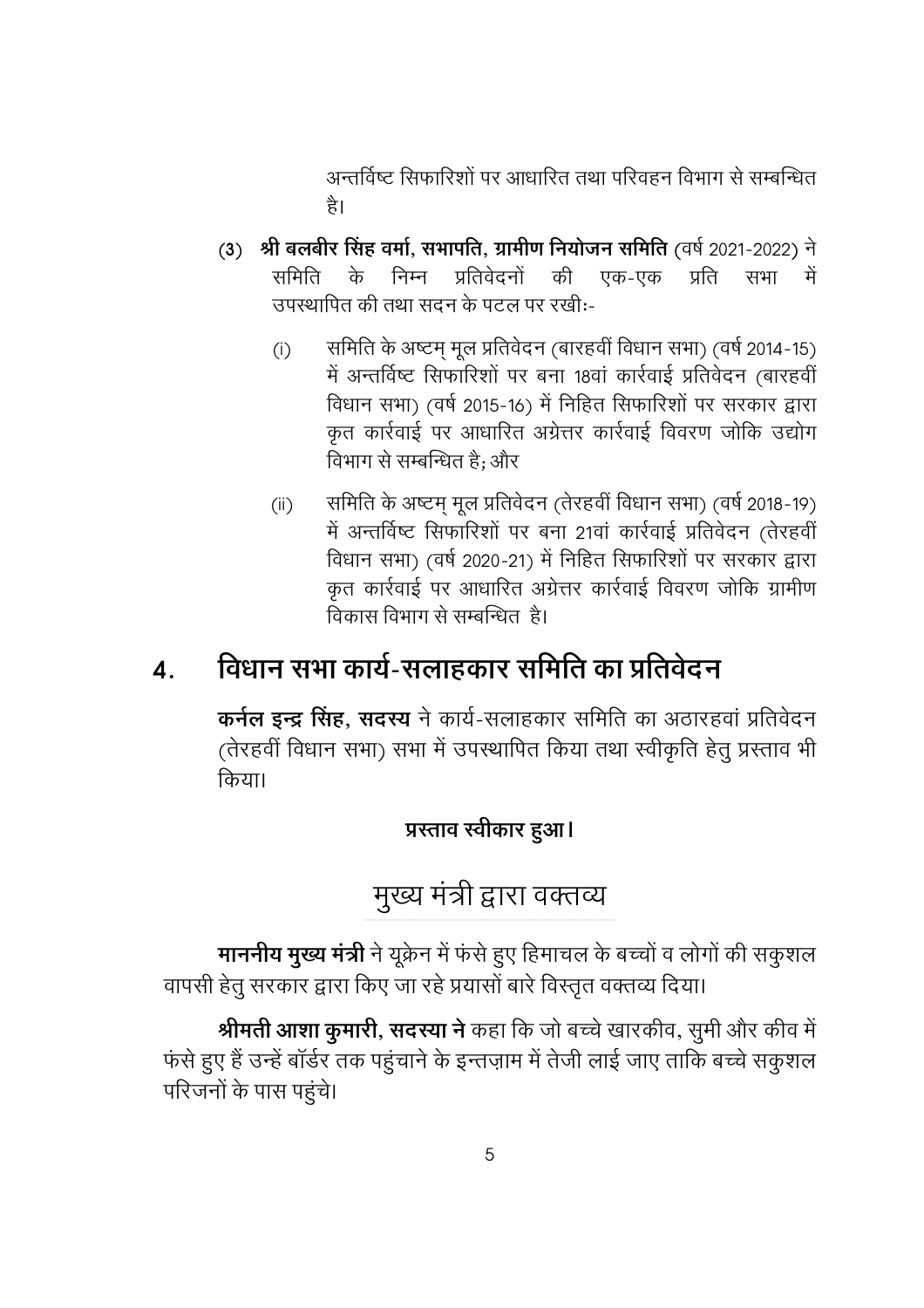अन्तर्विष्ट सिफारिशों पर आधारित तथा परिवहन विभाग से सम्बन्धित है।

(3) **श्री बलबीर सिंह वर्मा, सभापति, ग्रामीण नियोजन समिति** (वर्ष 2021-2022) ने समिति के निम्न प्रतिवेदनों की एक-एक प्रति सभा में उपस्थापित की तथा सदन के पटल पर रखीः-

(i) समिति के अष्टम् मूल प्रतिवेदन (बारहवीं विधान सभा) (वर्ष 2014-15) में अन्तर्विष्ट सिफारिशों पर बना 18वां कार्रवाई प्रतिवेदन (बारहवीं विधान सभा) (वर्ष 2015-16) में निहित सिफारिशों पर सरकार द्वारा कृत कार्रवाई पर आधारित अग्रेत्तर कार्रवाई विवरण जोकि उद्योग विभाग से सम्बन्धित है; और

(ii) समिति के अष्टम् मूल प्रतिवेदन (तेरहवीं विधान सभा) (वर्ष 2018-19) में अन्तर्विष्ट सिफारिशों पर बना 21वां कार्रवाई प्रतिवेदन (तेरहवीं विधान सभा) (वर्ष 2020-21) में निहित सिफारिशों पर सरकार द्वारा कृत कार्रवाई पर आधारित अग्रेत्तर कार्रवाई विवरण जोकि ग्रामीण विकास विभाग से सम्बन्धित है।

## 4. विधान सभा कार्य-सलाहकार समिति का प्रतिवेदन

**कर्नल इन्द्र सिंह, सदस्य** ने कार्य-सलाहकार समिति का अठारहवां प्रतिवेदन (तेरहवीं विधान सभा) सभा में उपस्थापित किया तथा स्वीकृति हेतु प्रस्ताव भी किया।

**प्रस्ताव स्वीकार हुआ।**

## मुख्य मंत्री द्वारा वक्तव्य

**माननीय मुख्य मंत्री** ने यूक्रेन में फंसे हुए हिमाचल के बच्चों व लोगों की सकुशल वापसी हेतु सरकार द्वारा किए जा रहे प्रयासों बारे विस्तृत वक्तव्य दिया।

**श्रीमती आशा कुमारी, सदस्या ने** कहा कि जो बच्चे खारकीव, सुमी और कीव में फंसे हुए हैं उन्हें बॉर्डर तक पहुंचाने के इन्तज़ाम में तेजी लाई जाए ताकि बच्चे सकुशल परिजनों के पास पहुंचे।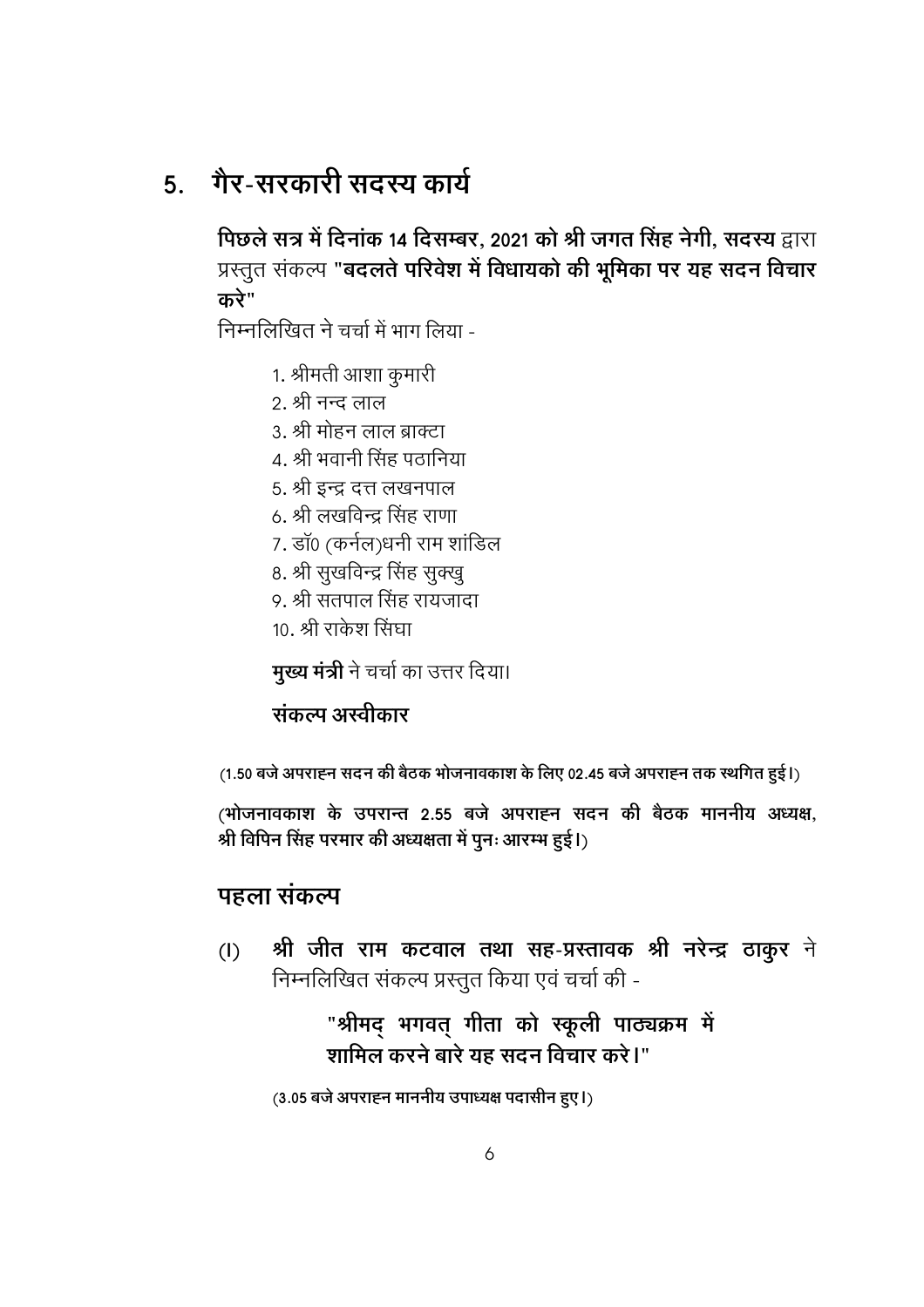## 5. गैर-सरकारी सदस्य कार्य

**पिछले सत्र में दिनांक 14 दिसम्बर, 2021 को श्री जगत सिंह नेगी, सदस्य** द्वारा प्रस्तुत संकल्प "**बदलते परिवेश में विधायको की भूमिका पर यह सदन विचार करे**"

निम्नलिखित ने चर्चा में भाग लिया -

1. श्रीमती आशा कुमारी
2. श्री नन्द लाल
3. श्री मोहन लाल ब्राक्टा
4. श्री भवानी सिंह पठानिया
5. श्री इन्द्र दत्त लखनपाल
6. श्री लखविन्द्र सिंह राणा
7. डॉ0 (कर्नल)धनी राम शांडिल
8. श्री सुखविन्द्र सिंह सुक्खु
9. श्री सतपाल सिंह रायजादा
10. श्री राकेश सिंघा

**मुख्य मंत्री** ने चर्चा का उत्तर दिया।

**संकल्प अस्वीकार**

**(1.50 बजे अपराह्न सदन की बैठक भोजनावकाश के लिए 02.45 बजे अपराह्न तक स्थगित हुई।)**

**(भोजनावकाश के उपरान्त 2.55 बजे अपराह्न सदन की बैठक माननीय अध्यक्ष, श्री विपिन सिंह परमार की अध्यक्षता में पुनः आरम्भ हुई।)**

## पहला संकल्प

(I) **श्री जीत राम कटवाल तथा सह-प्रस्तावक श्री नरेन्द्र ठाकुर** ने निम्नलिखित संकल्प प्रस्तुत किया एवं चर्चा की -

> **"श्रीमद् भगवत् गीता को स्कूली पाठ्यक्रम में शामिल करने बारे यह सदन विचार करे।"**

**(3.05 बजे अपराह्न माननीय उपाध्यक्ष पदासीन हुए।)**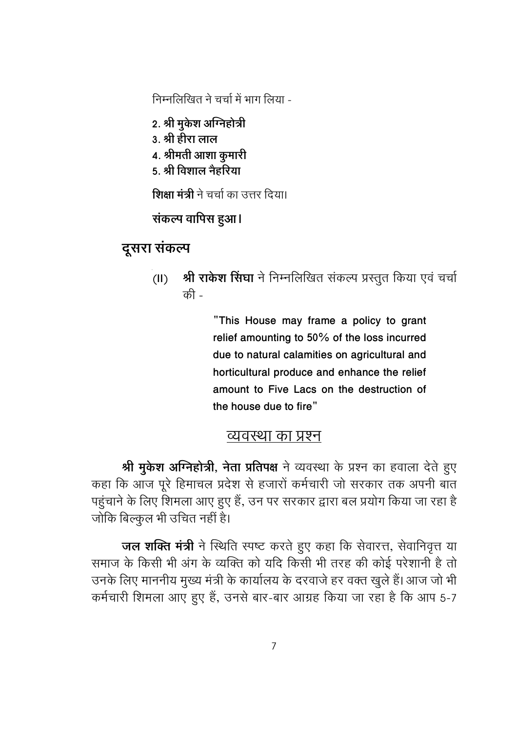निम्नलिखित ने चर्चा में भाग लिया -

2. **श्री मुकेश अग्निहोत्री**
3. **श्री हीरा लाल**
4. **श्रीमती आशा कुमारी**
5. **श्री विशाल नैहरिया**

**शिक्षा मंत्री** ने चर्चा का उत्तर दिया।

**संकल्प वापिस हुआ।**

## दूसरा संकल्प

(II) **श्री राकेश सिंघा** ने निम्नलिखित संकल्प प्रस्तुत किया एवं चर्चा की -

> "This House may frame a policy to grant relief amounting to 50% of the loss incurred due to natural calamities on agricultural and horticultural produce and enhance the relief amount to Five Lacs on the destruction of the house due to fire"

## व्यवस्था का प्रश्न

**श्री मुकेश अग्निहोत्री, नेता प्रतिपक्ष** ने व्यवस्था के प्रश्न का हवाला देते हुए कहा कि आज पूरे हिमाचल प्रदेश से हजारों कर्मचारी जो सरकार तक अपनी बात पहुंचाने के लिए शिमला आए हुए हैं, उन पर सरकार द्वारा बल प्रयोग किया जा रहा है जोकि बिल्कुल भी उचित नहीं है।

**जल शक्ति मंत्री** ने स्थिति स्पष्ट करते हुए कहा कि सेवारत्त, सेवानिवृत्त या समाज के किसी भी अंग के व्यक्ति को यदि किसी भी तरह की कोई परेशानी है तो उनके लिए माननीय मुख्य मंत्री के कार्यालय के दरवाजे हर वक्त खुले हैं। आज जो भी कर्मचारी शिमला आए हुए हैं, उनसे बार-बार आग्रह किया जा रहा है कि आप 5-7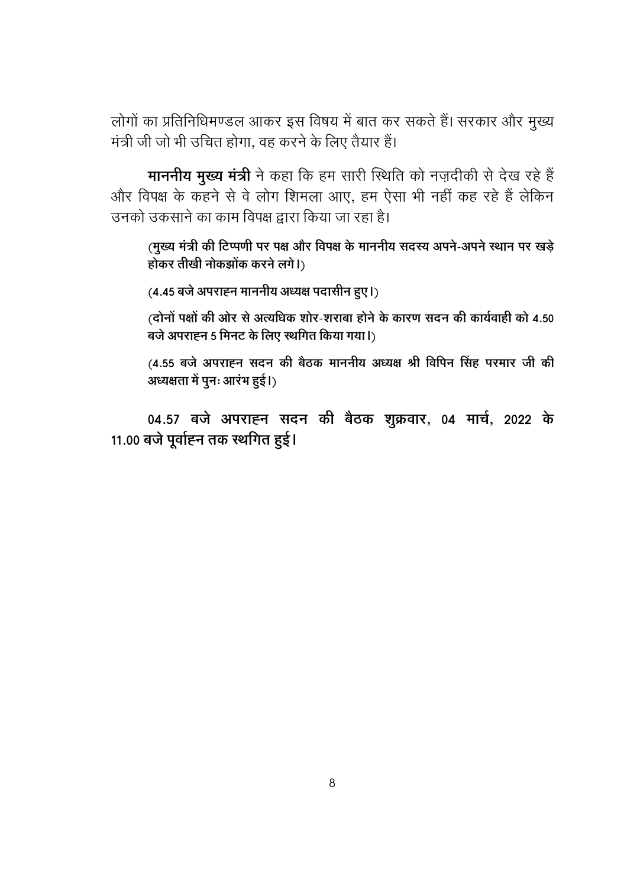लोगों का प्रतिनिधिमण्डल आकर इस विषय में बात कर सकते हैं। सरकार और मुख्य मंत्री जी जो भी उचित होगा, वह करने के लिए तैयार हैं।

**माननीय मुख्य मंत्री** ने कहा कि हम सारी स्थिति को नज़दीकी से देख रहे हैं और विपक्ष के कहने से वे लोग शिमला आए, हम ऐसा भी नहीं कह रहे हैं लेकिन उनको उकसाने का काम विपक्ष द्वारा किया जा रहा है।

**(मुख्य मंत्री की टिप्पणी पर पक्ष और विपक्ष के माननीय सदस्य अपने-अपने स्थान पर खड़े होकर तीखी नोकझोंक करने लगे।)**

**(4.45 बजे अपराह्न माननीय अध्यक्ष पदासीन हुए।)**

**(दोनों पक्षों की ओर से अत्यधिक शोर-शराबा होने के कारण सदन की कार्यवाही को 4.50 बजे अपराह्न 5 मिनट के लिए स्थगित किया गया।)**

**(4.55 बजे अपराह्न सदन की बैठक माननीय अध्यक्ष श्री विपिन सिंह परमार जी की अध्यक्षता में पुनः आरंभ हुई।)**

**04.57 बजे अपराह्न सदन की बैठक शुक्रवार, 04 मार्च, 2022 के 11.00 बजे पूर्वाह्न तक स्थगित हुई।**